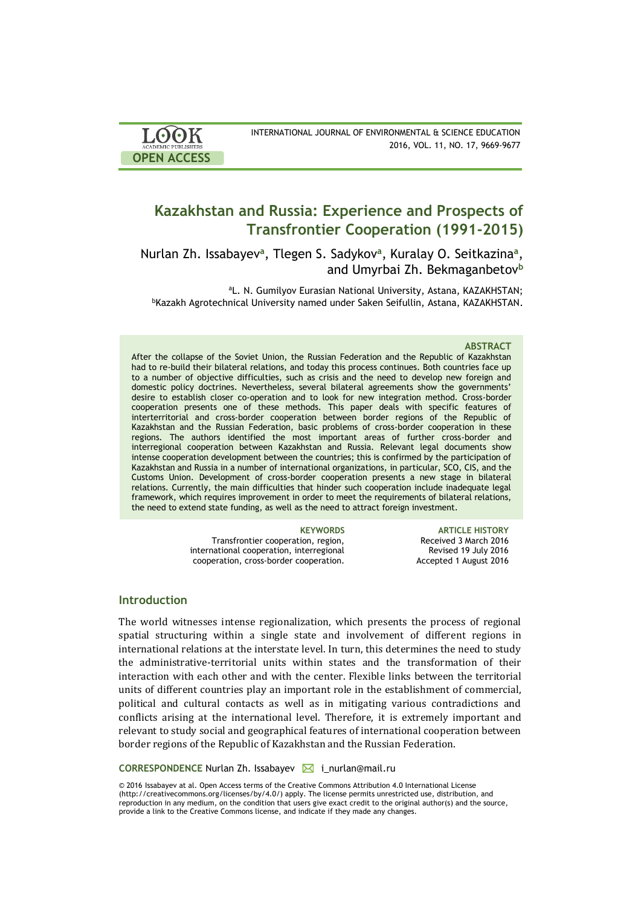LOOK ACADEMIC PUBLISHERS

OPEN ACCESS

INTERNATIONAL JOURNAL OF ENVIRONMENTAL & SCIENCE EDUCATION
2016, VOL. 11, NO. 17, 9669-9677

# Kazakhstan and Russia: Experience and Prospects of Transfrontier Cooperation (1991-2015)

Nurlan Zh. Issabayev[a], Tlegen S. Sadykov[a], Kuralay O. Seitkazina[a], and Umyrbai Zh. Bekmaganbetov[b]

[a]L. N. Gumilyov Eurasian National University, Astana, KAZAKHSTAN;
[b]Kazakh Agrotechnical University named under Saken Seifullin, Astana, KAZAKHSTAN.

### ABSTRACT

After the collapse of the Soviet Union, the Russian Federation and the Republic of Kazakhstan had to re-build their bilateral relations, and today this process continues. Both countries face up to a number of objective difficulties, such as crisis and the need to develop new foreign and domestic policy doctrines. Nevertheless, several bilateral agreements show the governments' desire to establish closer co-operation and to look for new integration method. Cross-border cooperation presents one of these methods. This paper deals with specific features of interterritorial and cross-border cooperation between border regions of the Republic of Kazakhstan and the Russian Federation, basic problems of cross-border cooperation in these regions. The authors identified the most important areas of further cross-border and interregional cooperation between Kazakhstan and Russia. Relevant legal documents show intense cooperation development between the countries; this is confirmed by the participation of Kazakhstan and Russia in a number of international organizations, in particular, SCO, CIS, and the Customs Union. Development of cross-border cooperation presents a new stage in bilateral relations. Currently, the main difficulties that hinder such cooperation include inadequate legal framework, which requires improvement in order to meet the requirements of bilateral relations, the need to extend state funding, as well as the need to attract foreign investment.

**KEYWORDS**
Transfrontier cooperation, region, international cooperation, interregional cooperation, cross-border cooperation.

**ARTICLE HISTORY**
Received 3 March 2016
Revised 19 July 2016
Accepted 1 August 2016

## Introduction

The world witnesses intense regionalization, which presents the process of regional spatial structuring within a single state and involvement of different regions in international relations at the interstate level. In turn, this determines the need to study the administrative-territorial units within states and the transformation of their interaction with each other and with the center. Flexible links between the territorial units of different countries play an important role in the establishment of commercial, political and cultural contacts as well as in mitigating various contradictions and conflicts arising at the international level. Therefore, it is extremely important and relevant to study social and geographical features of international cooperation between border regions of the Republic of Kazakhstan and the Russian Federation.

**CORRESPONDENCE** Nurlan Zh. Issabayev ✉ i_nurlan@mail.ru

© 2016 Issabayev at al. Open Access terms of the Creative Commons Attribution 4.0 International License (http://creativecommons.org/licenses/by/4.0/) apply. The license permits unrestricted use, distribution, and reproduction in any medium, on the condition that users give exact credit to the original author(s) and the source, provide a link to the Creative Commons license, and indicate if they made any changes.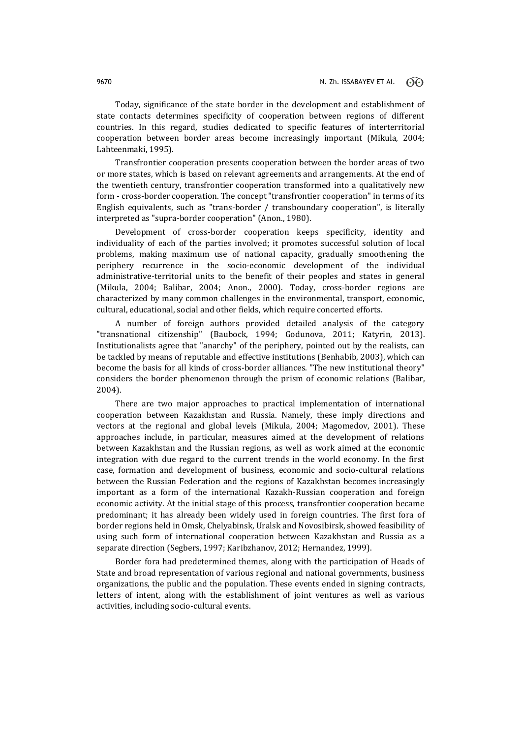Today, significance of the state border in the development and establishment of state contacts determines specificity of cooperation between regions of different countries. In this regard, studies dedicated to specific features of interterritorial cooperation between border areas become increasingly important (Mikula, 2004; Lahteenmaki, 1995).

Transfrontier cooperation presents cooperation between the border areas of two or more states, which is based on relevant agreements and arrangements. At the end of the twentieth century, transfrontier cooperation transformed into a qualitatively new form - cross-border cooperation. The concept "transfrontier cooperation" in terms of its English equivalents, such as "trans-border / transboundary cooperation", is literally interpreted as "supra-border cooperation" (Anon., 1980).

Development of cross-border cooperation keeps specificity, identity and individuality of each of the parties involved; it promotes successful solution of local problems, making maximum use of national capacity, gradually smoothening the periphery recurrence in the socio-economic development of the individual administrative-territorial units to the benefit of their peoples and states in general (Mikula, 2004; Balibar, 2004; Anon., 2000). Today, cross-border regions are characterized by many common challenges in the environmental, transport, economic, cultural, educational, social and other fields, which require concerted efforts.

A number of foreign authors provided detailed analysis of the category "transnational citizenship" (Baubock, 1994; Godunova, 2011; Katyrin, 2013). Institutionalists agree that "anarchy" of the periphery, pointed out by the realists, can be tackled by means of reputable and effective institutions (Benhabib, 2003), which can become the basis for all kinds of cross-border alliances. "The new institutional theory" considers the border phenomenon through the prism of economic relations (Balibar, 2004).

There are two major approaches to practical implementation of international cooperation between Kazakhstan and Russia. Namely, these imply directions and vectors at the regional and global levels (Mikula, 2004; Magomedov, 2001). These approaches include, in particular, measures aimed at the development of relations between Kazakhstan and the Russian regions, as well as work aimed at the economic integration with due regard to the current trends in the world economy. In the first case, formation and development of business, economic and socio-cultural relations between the Russian Federation and the regions of Kazakhstan becomes increasingly important as a form of the international Kazakh-Russian cooperation and foreign economic activity. At the initial stage of this process, transfrontier cooperation became predominant; it has already been widely used in foreign countries. The first fora of border regions held in Omsk, Chelyabinsk, Uralsk and Novosibirsk, showed feasibility of using such form of international cooperation between Kazakhstan and Russia as a separate direction (Segbers, 1997; Karibzhanov, 2012; Hernandez, 1999).

Border fora had predetermined themes, along with the participation of Heads of State and broad representation of various regional and national governments, business organizations, the public and the population. These events ended in signing contracts, letters of intent, along with the establishment of joint ventures as well as various activities, including socio-cultural events.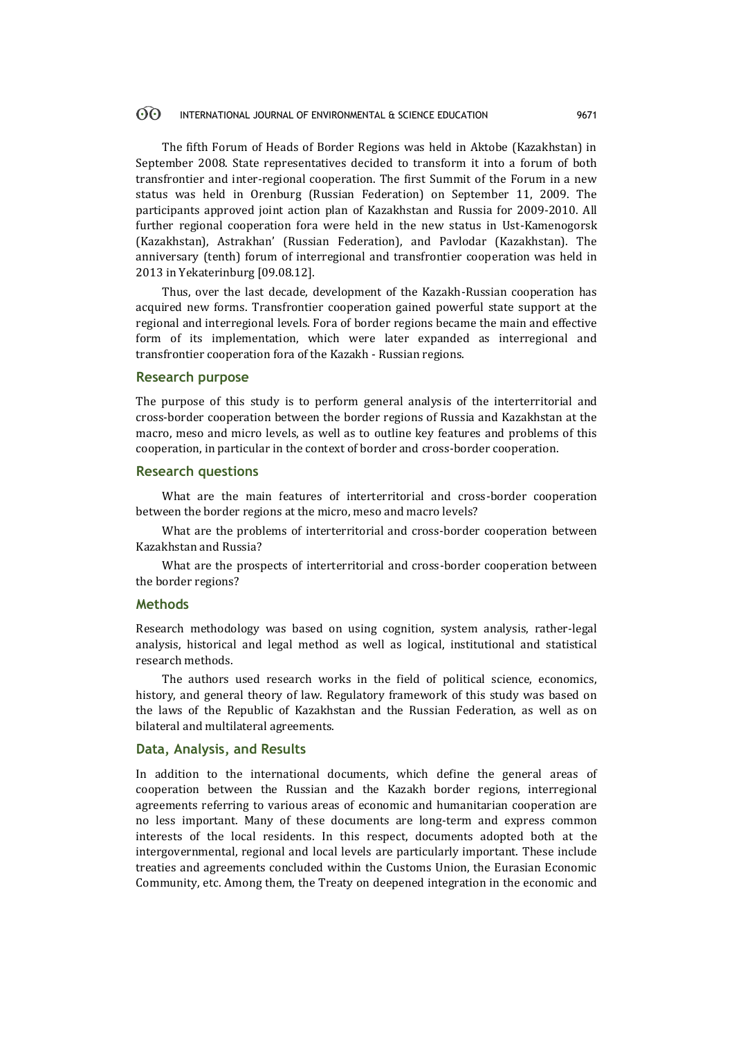The fifth Forum of Heads of Border Regions was held in Aktobe (Kazakhstan) in September 2008. State representatives decided to transform it into a forum of both transfrontier and inter-regional cooperation. The first Summit of the Forum in a new status was held in Orenburg (Russian Federation) on September 11, 2009. The participants approved joint action plan of Kazakhstan and Russia for 2009-2010. All further regional cooperation fora were held in the new status in Ust-Kamenogorsk (Kazakhstan), Astrakhan' (Russian Federation), and Pavlodar (Kazakhstan). The anniversary (tenth) forum of interregional and transfrontier cooperation was held in 2013 in Yekaterinburg [09.08.12].

Thus, over the last decade, development of the Kazakh-Russian cooperation has acquired new forms. Transfrontier cooperation gained powerful state support at the regional and interregional levels. Fora of border regions became the main and effective form of its implementation, which were later expanded as interregional and transfrontier cooperation fora of the Kazakh - Russian regions.

## Research purpose

The purpose of this study is to perform general analysis of the interterritorial and cross-border cooperation between the border regions of Russia and Kazakhstan at the macro, meso and micro levels, as well as to outline key features and problems of this cooperation, in particular in the context of border and cross-border cooperation.

## Research questions

What are the main features of interterritorial and cross-border cooperation between the border regions at the micro, meso and macro levels?

What are the problems of interterritorial and cross-border cooperation between Kazakhstan and Russia?

What are the prospects of interterritorial and cross-border cooperation between the border regions?

## Methods

Research methodology was based on using cognition, system analysis, rather-legal analysis, historical and legal method as well as logical, institutional and statistical research methods.

The authors used research works in the field of political science, economics, history, and general theory of law. Regulatory framework of this study was based on the laws of the Republic of Kazakhstan and the Russian Federation, as well as on bilateral and multilateral agreements.

## Data, Analysis, and Results

In addition to the international documents, which define the general areas of cooperation between the Russian and the Kazakh border regions, interregional agreements referring to various areas of economic and humanitarian cooperation are no less important. Many of these documents are long-term and express common interests of the local residents. In this respect, documents adopted both at the intergovernmental, regional and local levels are particularly important. These include treaties and agreements concluded within the Customs Union, the Eurasian Economic Community, etc. Among them, the Treaty on deepened integration in the economic and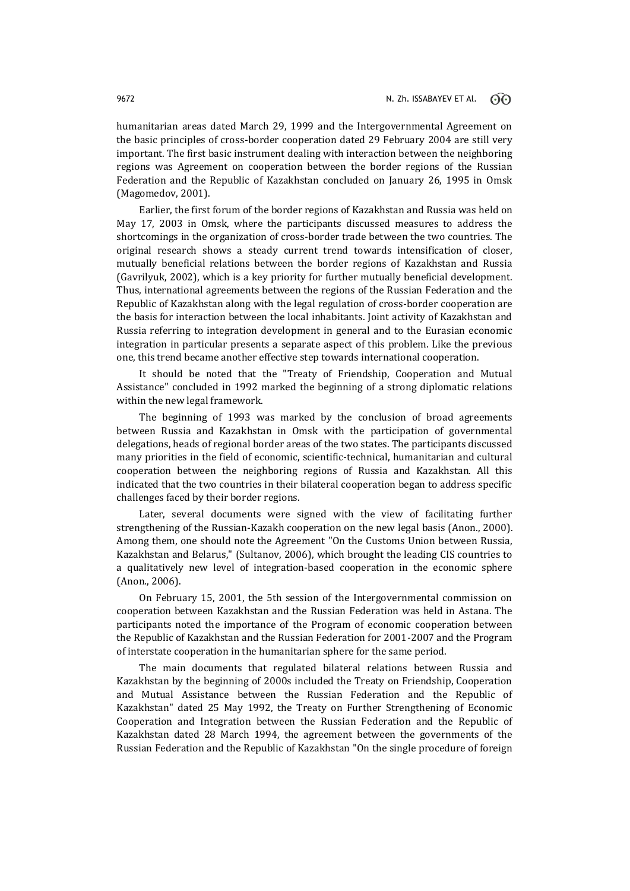humanitarian areas dated March 29, 1999 and the Intergovernmental Agreement on the basic principles of cross-border cooperation dated 29 February 2004 are still very important. The first basic instrument dealing with interaction between the neighboring regions was Agreement on cooperation between the border regions of the Russian Federation and the Republic of Kazakhstan concluded on January 26, 1995 in Omsk (Magomedov, 2001).

Earlier, the first forum of the border regions of Kazakhstan and Russia was held on May 17, 2003 in Omsk, where the participants discussed measures to address the shortcomings in the organization of cross-border trade between the two countries. The original research shows a steady current trend towards intensification of closer, mutually beneficial relations between the border regions of Kazakhstan and Russia (Gavrilyuk, 2002), which is a key priority for further mutually beneficial development. Thus, international agreements between the regions of the Russian Federation and the Republic of Kazakhstan along with the legal regulation of cross-border cooperation are the basis for interaction between the local inhabitants. Joint activity of Kazakhstan and Russia referring to integration development in general and to the Eurasian economic integration in particular presents a separate aspect of this problem. Like the previous one, this trend became another effective step towards international cooperation.

It should be noted that the "Treaty of Friendship, Cooperation and Mutual Assistance" concluded in 1992 marked the beginning of a strong diplomatic relations within the new legal framework.

The beginning of 1993 was marked by the conclusion of broad agreements between Russia and Kazakhstan in Omsk with the participation of governmental delegations, heads of regional border areas of the two states. The participants discussed many priorities in the field of economic, scientific-technical, humanitarian and cultural cooperation between the neighboring regions of Russia and Kazakhstan. All this indicated that the two countries in their bilateral cooperation began to address specific challenges faced by their border regions.

Later, several documents were signed with the view of facilitating further strengthening of the Russian-Kazakh cooperation on the new legal basis (Anon., 2000). Among them, one should note the Agreement "On the Customs Union between Russia, Kazakhstan and Belarus," (Sultanov, 2006), which brought the leading CIS countries to a qualitatively new level of integration-based cooperation in the economic sphere (Anon., 2006).

On February 15, 2001, the 5th session of the Intergovernmental commission on cooperation between Kazakhstan and the Russian Federation was held in Astana. The participants noted the importance of the Program of economic cooperation between the Republic of Kazakhstan and the Russian Federation for 2001-2007 and the Program of interstate cooperation in the humanitarian sphere for the same period.

The main documents that regulated bilateral relations between Russia and Kazakhstan by the beginning of 2000s included the Treaty on Friendship, Cooperation and Mutual Assistance between the Russian Federation and the Republic of Kazakhstan" dated 25 May 1992, the Treaty on Further Strengthening of Economic Cooperation and Integration between the Russian Federation and the Republic of Kazakhstan dated 28 March 1994, the agreement between the governments of the Russian Federation and the Republic of Kazakhstan "On the single procedure of foreign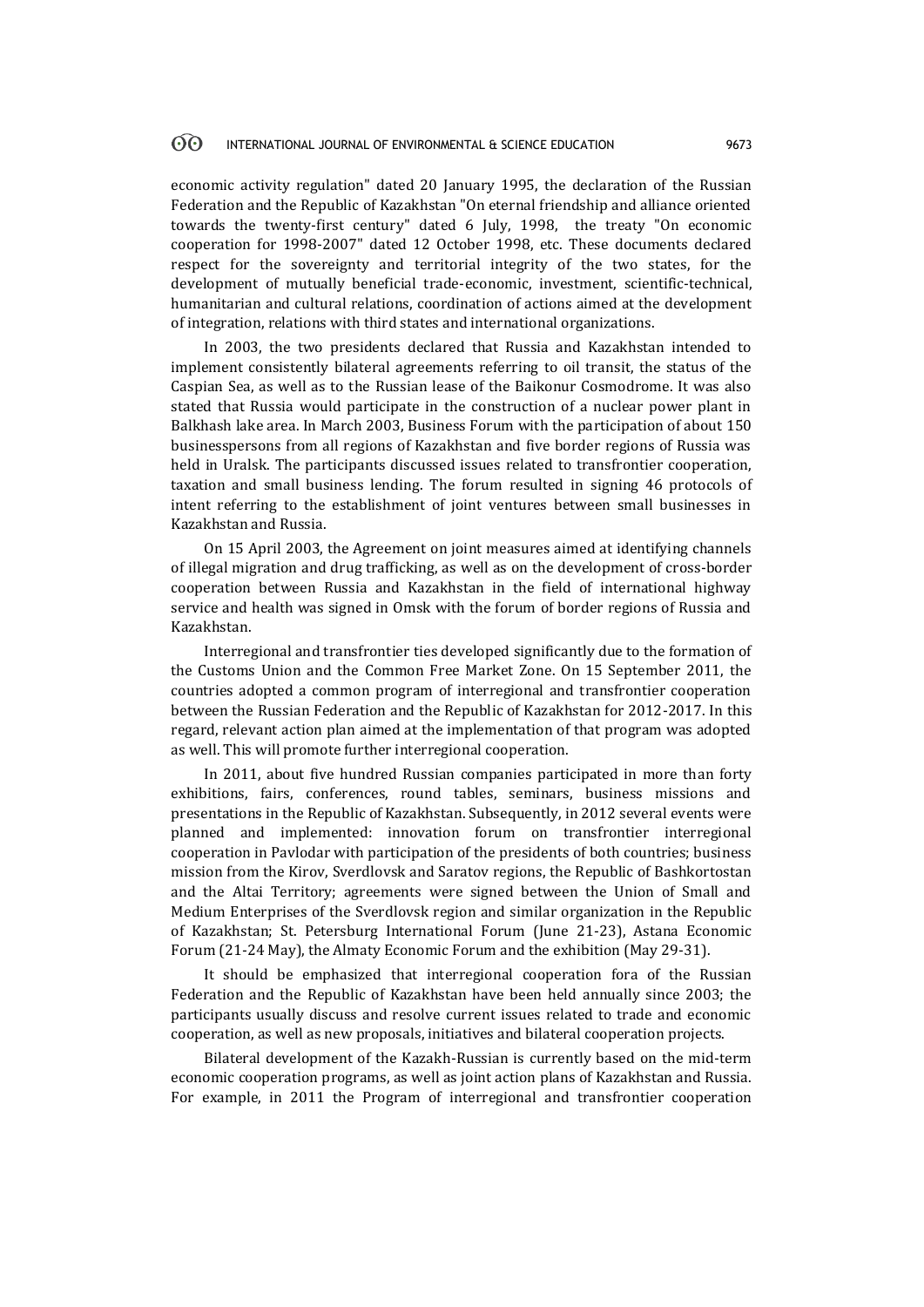economic activity regulation" dated 20 January 1995, the declaration of the Russian Federation and the Republic of Kazakhstan "On eternal friendship and alliance oriented towards the twenty-first century" dated 6 July, 1998, the treaty "On economic cooperation for 1998-2007" dated 12 October 1998, etc. These documents declared respect for the sovereignty and territorial integrity of the two states, for the development of mutually beneficial trade-economic, investment, scientific-technical, humanitarian and cultural relations, coordination of actions aimed at the development of integration, relations with third states and international organizations.

In 2003, the two presidents declared that Russia and Kazakhstan intended to implement consistently bilateral agreements referring to oil transit, the status of the Caspian Sea, as well as to the Russian lease of the Baikonur Cosmodrome. It was also stated that Russia would participate in the construction of a nuclear power plant in Balkhash lake area. In March 2003, Business Forum with the participation of about 150 businesspersons from all regions of Kazakhstan and five border regions of Russia was held in Uralsk. The participants discussed issues related to transfrontier cooperation, taxation and small business lending. The forum resulted in signing 46 protocols of intent referring to the establishment of joint ventures between small businesses in Kazakhstan and Russia.

On 15 April 2003, the Agreement on joint measures aimed at identifying channels of illegal migration and drug trafficking, as well as on the development of cross-border cooperation between Russia and Kazakhstan in the field of international highway service and health was signed in Omsk with the forum of border regions of Russia and Kazakhstan.

Interregional and transfrontier ties developed significantly due to the formation of the Customs Union and the Common Free Market Zone. On 15 September 2011, the countries adopted a common program of interregional and transfrontier cooperation between the Russian Federation and the Republic of Kazakhstan for 2012-2017. In this regard, relevant action plan aimed at the implementation of that program was adopted as well. This will promote further interregional cooperation.

In 2011, about five hundred Russian companies participated in more than forty exhibitions, fairs, conferences, round tables, seminars, business missions and presentations in the Republic of Kazakhstan. Subsequently, in 2012 several events were planned and implemented: innovation forum on transfrontier interregional cooperation in Pavlodar with participation of the presidents of both countries; business mission from the Kirov, Sverdlovsk and Saratov regions, the Republic of Bashkortostan and the Altai Territory; agreements were signed between the Union of Small and Medium Enterprises of the Sverdlovsk region and similar organization in the Republic of Kazakhstan; St. Petersburg International Forum (June 21-23), Astana Economic Forum (21-24 May), the Almaty Economic Forum and the exhibition (May 29-31).

It should be emphasized that interregional cooperation fora of the Russian Federation and the Republic of Kazakhstan have been held annually since 2003; the participants usually discuss and resolve current issues related to trade and economic cooperation, as well as new proposals, initiatives and bilateral cooperation projects.

Bilateral development of the Kazakh-Russian is currently based on the mid-term economic cooperation programs, as well as joint action plans of Kazakhstan and Russia. For example, in 2011 the Program of interregional and transfrontier cooperation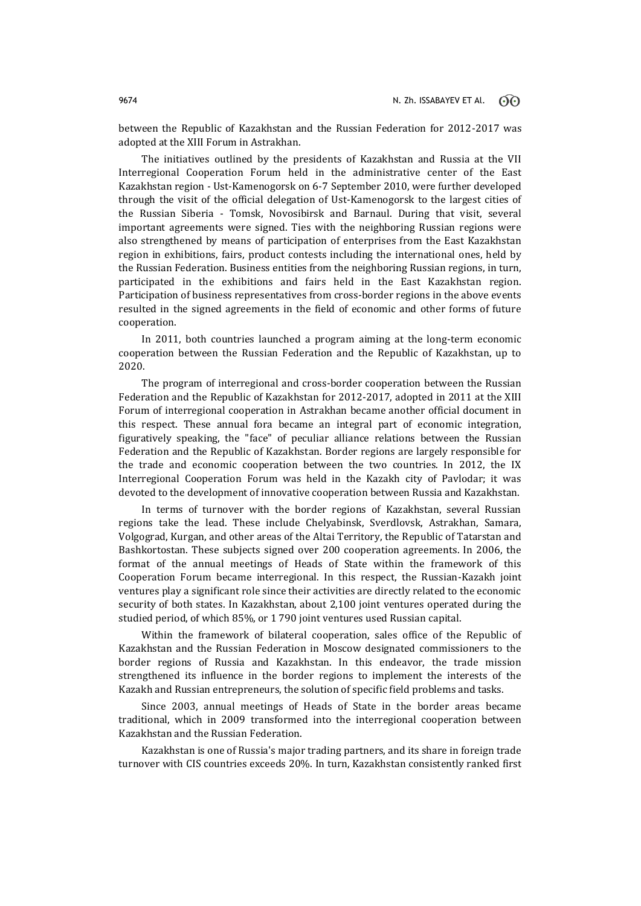between the Republic of Kazakhstan and the Russian Federation for 2012-2017 was adopted at the XIII Forum in Astrakhan.

The initiatives outlined by the presidents of Kazakhstan and Russia at the VII Interregional Cooperation Forum held in the administrative center of the East Kazakhstan region - Ust-Kamenogorsk on 6-7 September 2010, were further developed through the visit of the official delegation of Ust-Kamenogorsk to the largest cities of the Russian Siberia - Tomsk, Novosibirsk and Barnaul. During that visit, several important agreements were signed. Ties with the neighboring Russian regions were also strengthened by means of participation of enterprises from the East Kazakhstan region in exhibitions, fairs, product contests including the international ones, held by the Russian Federation. Business entities from the neighboring Russian regions, in turn, participated in the exhibitions and fairs held in the East Kazakhstan region. Participation of business representatives from cross-border regions in the above events resulted in the signed agreements in the field of economic and other forms of future cooperation.

In 2011, both countries launched a program aiming at the long-term economic cooperation between the Russian Federation and the Republic of Kazakhstan, up to 2020.

The program of interregional and cross-border cooperation between the Russian Federation and the Republic of Kazakhstan for 2012-2017, adopted in 2011 at the XIII Forum of interregional cooperation in Astrakhan became another official document in this respect. These annual fora became an integral part of economic integration, figuratively speaking, the "face" of peculiar alliance relations between the Russian Federation and the Republic of Kazakhstan. Border regions are largely responsible for the trade and economic cooperation between the two countries. In 2012, the IX Interregional Cooperation Forum was held in the Kazakh city of Pavlodar; it was devoted to the development of innovative cooperation between Russia and Kazakhstan.

In terms of turnover with the border regions of Kazakhstan, several Russian regions take the lead. These include Chelyabinsk, Sverdlovsk, Astrakhan, Samara, Volgograd, Kurgan, and other areas of the Altai Territory, the Republic of Tatarstan and Bashkortostan. These subjects signed over 200 cooperation agreements. In 2006, the format of the annual meetings of Heads of State within the framework of this Cooperation Forum became interregional. In this respect, the Russian-Kazakh joint ventures play a significant role since their activities are directly related to the economic security of both states. In Kazakhstan, about 2,100 joint ventures operated during the studied period, of which 85%, or 1 790 joint ventures used Russian capital.

Within the framework of bilateral cooperation, sales office of the Republic of Kazakhstan and the Russian Federation in Moscow designated commissioners to the border regions of Russia and Kazakhstan. In this endeavor, the trade mission strengthened its influence in the border regions to implement the interests of the Kazakh and Russian entrepreneurs, the solution of specific field problems and tasks.

Since 2003, annual meetings of Heads of State in the border areas became traditional, which in 2009 transformed into the interregional cooperation between Kazakhstan and the Russian Federation.

Kazakhstan is one of Russia's major trading partners, and its share in foreign trade turnover with CIS countries exceeds 20%. In turn, Kazakhstan consistently ranked first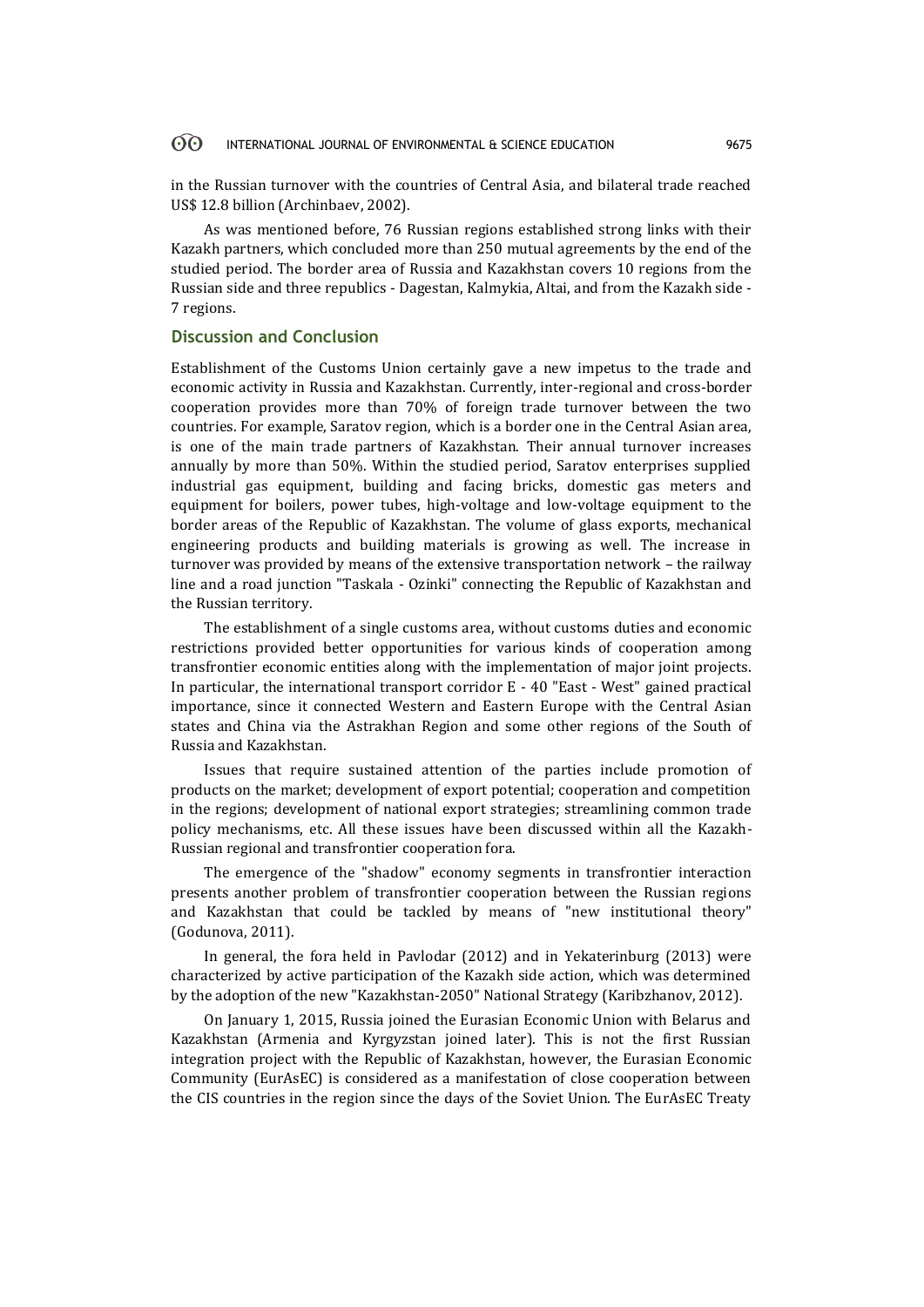in the Russian turnover with the countries of Central Asia, and bilateral trade reached US$ 12.8 billion (Archinbaev, 2002).

As was mentioned before, 76 Russian regions established strong links with their Kazakh partners, which concluded more than 250 mutual agreements by the end of the studied period. The border area of Russia and Kazakhstan covers 10 regions from the Russian side and three republics - Dagestan, Kalmykia, Altai, and from the Kazakh side - 7 regions.

## Discussion and Conclusion

Establishment of the Customs Union certainly gave a new impetus to the trade and economic activity in Russia and Kazakhstan. Currently, inter-regional and cross-border cooperation provides more than 70% of foreign trade turnover between the two countries. For example, Saratov region, which is a border one in the Central Asian area, is one of the main trade partners of Kazakhstan. Their annual turnover increases annually by more than 50%. Within the studied period, Saratov enterprises supplied industrial gas equipment, building and facing bricks, domestic gas meters and equipment for boilers, power tubes, high-voltage and low-voltage equipment to the border areas of the Republic of Kazakhstan. The volume of glass exports, mechanical engineering products and building materials is growing as well. The increase in turnover was provided by means of the extensive transportation network – the railway line and a road junction "Taskala - Ozinki" connecting the Republic of Kazakhstan and the Russian territory.

The establishment of a single customs area, without customs duties and economic restrictions provided better opportunities for various kinds of cooperation among transfrontier economic entities along with the implementation of major joint projects. In particular, the international transport corridor E - 40 "East - West" gained practical importance, since it connected Western and Eastern Europe with the Central Asian states and China via the Astrakhan Region and some other regions of the South of Russia and Kazakhstan.

Issues that require sustained attention of the parties include promotion of products on the market; development of export potential; cooperation and competition in the regions; development of national export strategies; streamlining common trade policy mechanisms, etc. All these issues have been discussed within all the Kazakh-Russian regional and transfrontier cooperation fora.

The emergence of the "shadow" economy segments in transfrontier interaction presents another problem of transfrontier cooperation between the Russian regions and Kazakhstan that could be tackled by means of "new institutional theory" (Godunova, 2011).

In general, the fora held in Pavlodar (2012) and in Yekaterinburg (2013) were characterized by active participation of the Kazakh side action, which was determined by the adoption of the new "Kazakhstan-2050" National Strategy (Karibzhanov, 2012).

On January 1, 2015, Russia joined the Eurasian Economic Union with Belarus and Kazakhstan (Armenia and Kyrgyzstan joined later). This is not the first Russian integration project with the Republic of Kazakhstan, however, the Eurasian Economic Community (EurAsEC) is considered as a manifestation of close cooperation between the CIS countries in the region since the days of the Soviet Union. The EurAsEC Treaty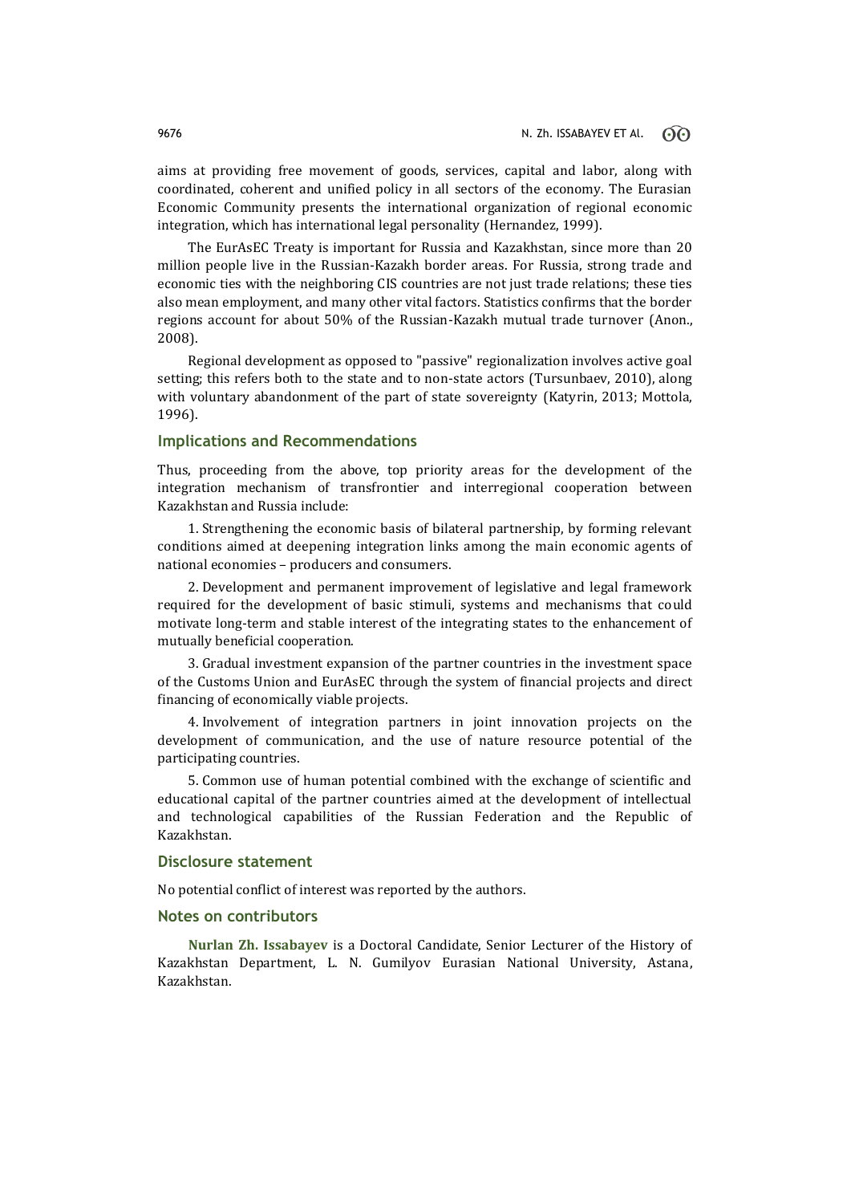aims at providing free movement of goods, services, capital and labor, along with coordinated, coherent and unified policy in all sectors of the economy. The Eurasian Economic Community presents the international organization of regional economic integration, which has international legal personality (Hernandez, 1999).

The EurAsEC Treaty is important for Russia and Kazakhstan, since more than 20 million people live in the Russian-Kazakh border areas. For Russia, strong trade and economic ties with the neighboring CIS countries are not just trade relations; these ties also mean employment, and many other vital factors. Statistics confirms that the border regions account for about 50% of the Russian-Kazakh mutual trade turnover (Anon., 2008).

Regional development as opposed to "passive" regionalization involves active goal setting; this refers both to the state and to non-state actors (Tursunbaev, 2010), along with voluntary abandonment of the part of state sovereignty (Katyrin, 2013; Mottola, 1996).

## Implications and Recommendations

Thus, proceeding from the above, top priority areas for the development of the integration mechanism of transfrontier and interregional cooperation between Kazakhstan and Russia include:

1. Strengthening the economic basis of bilateral partnership, by forming relevant conditions aimed at deepening integration links among the main economic agents of national economies – producers and consumers.

2. Development and permanent improvement of legislative and legal framework required for the development of basic stimuli, systems and mechanisms that could motivate long-term and stable interest of the integrating states to the enhancement of mutually beneficial cooperation.

3. Gradual investment expansion of the partner countries in the investment space of the Customs Union and EurAsEC through the system of financial projects and direct financing of economically viable projects.

4. Involvement of integration partners in joint innovation projects on the development of communication, and the use of nature resource potential of the participating countries.

5. Common use of human potential combined with the exchange of scientific and educational capital of the partner countries aimed at the development of intellectual and technological capabilities of the Russian Federation and the Republic of Kazakhstan.

## Disclosure statement

No potential conflict of interest was reported by the authors.

## Notes on contributors

**Nurlan Zh. Issabayev** is a Doctoral Candidate, Senior Lecturer of the History of Kazakhstan Department, L. N. Gumilyov Eurasian National University, Astana, Kazakhstan.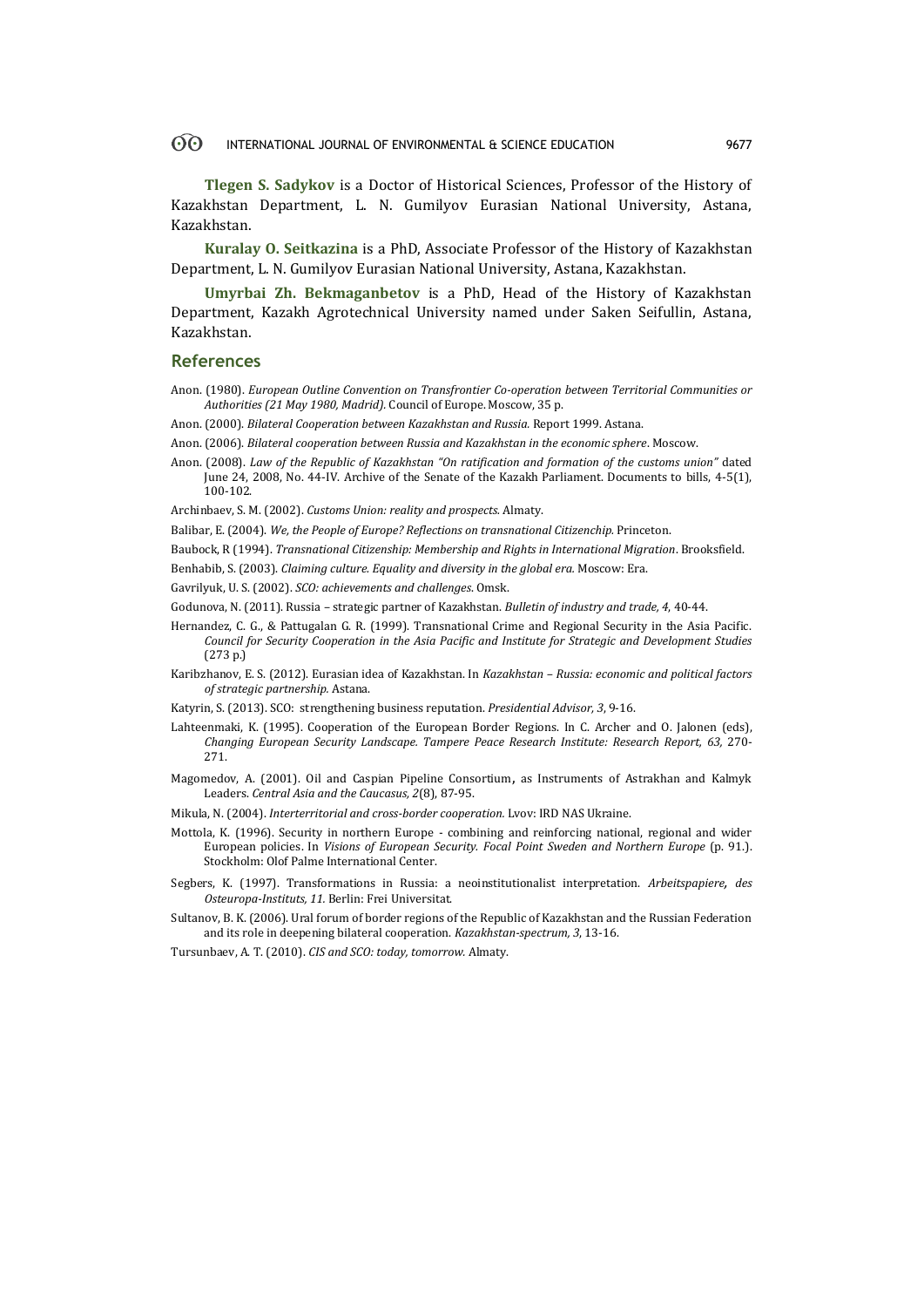**Tlegen S. Sadykov** is a Doctor of Historical Sciences, Professor of the History of Kazakhstan Department, L. N. Gumilyov Eurasian National University, Astana, Kazakhstan.

**Kuralay O. Seitkazina** is a PhD, Associate Professor of the History of Kazakhstan Department, L. N. Gumilyov Eurasian National University, Astana, Kazakhstan.

**Umyrbai Zh. Bekmaganbetov** is a PhD, Head of the History of Kazakhstan Department, Kazakh Agrotechnical University named under Saken Seifullin, Astana, Kazakhstan.

## References

Anon. (1980). *European Outline Convention on Transfrontier Co-operation between Territorial Communities or Authorities (21 May 1980, Madrid).* Council of Europe. Moscow, 35 p.

Anon. (2000). *Bilateral Cooperation between Kazakhstan and Russia.* Report 1999. Astana.

Anon. (2006). *Bilateral cooperation between Russia and Kazakhstan in the economic sphere*. Moscow.

Anon. (2008). *Law of the Republic of Kazakhstan "On ratification and formation of the customs union"* dated June 24, 2008, No. 44-IV. Archive of the Senate of the Kazakh Parliament. Documents to bills, 4-5(1), 100-102.

Archinbaev, S. M. (2002). *Customs Union: reality and prospects.* Almaty.

Balibar, E. (2004). *We, the People of Europe? Reflections on transnational Citizenchip.* Princeton.

Baubock, R (1994). *Transnational Citizenship: Membership and Rights in International Migration*. Brooksfield.

Benhabib, S. (2003). *Claiming culture. Equality and diversity in the global era.* Moscow: Era.

Gavrilyuk, U. S. (2002). *SCO: achievements and challenges*. Omsk.

Godunova, N. (2011). Russia – strategic partner of Kazakhstan. *Bulletin of industry and trade, 4*, 40-44.

Hernandez, C. G., & Pattugalan G. R. (1999). Transnational Crime and Regional Security in the Asia Pacific. *Council for Security Cooperation in the Asia Pacific and Institute for Strategic and Development Studies* (273 p.)

Karibzhanov, E. S. (2012). Eurasian idea of Kazakhstan. In *Kazakhstan – Russia: economic and political factors of strategic partnership.* Astana.

Katyrin, S. (2013). SCO: strengthening business reputation. *Presidential Advisor, 3*, 9-16.

Lahteenmaki, K. (1995). Cooperation of the European Border Regions. In C. Archer and O. Jalonen (eds), *Changing European Security Landscape. Tampere Peace Research Institute: Research Report, 63,* 270-271.

Magomedov, A. (2001). Oil and Caspian Pipeline Consortium, as Instruments of Astrakhan and Kalmyk Leaders. *Central Asia and the Caucasus, 2*(8), 87-95.

Mikula, N. (2004). *Interterritorial and cross-border cooperation.* Lvov: IRD NAS Ukraine.

Mottola, K. (1996). Security in northern Europe - combining and reinforcing national, regional and wider European policies. In *Visions of European Security. Focal Point Sweden and Northern Europe* (p. 91.). Stockholm: Olof Palme International Center.

Segbers, K. (1997). Transformations in Russia: a neoinstitutionalist interpretation. *Arbeitspapiere, des Osteuropa-Instituts, 11.* Berlin: Frei Universitat.

Sultanov, B. K. (2006). Ural forum of border regions of the Republic of Kazakhstan and the Russian Federation and its role in deepening bilateral cooperation. *Kazakhstan-spectrum, 3*, 13-16.

Tursunbaev, A. T. (2010). *CIS and SCO: today, tomorrow.* Almaty.